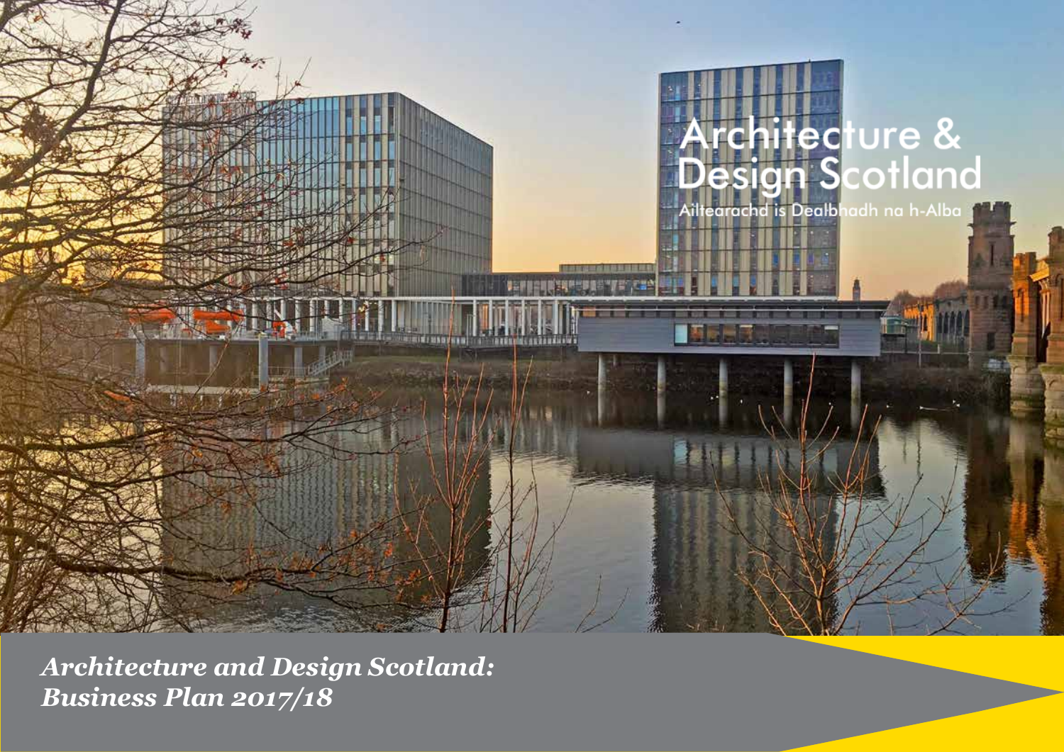# Architecture & Design Scotland

Ailtearachd is Dealbhadh na h-Alba

*Architecture and Design Scotland: Business Plan 2017/18*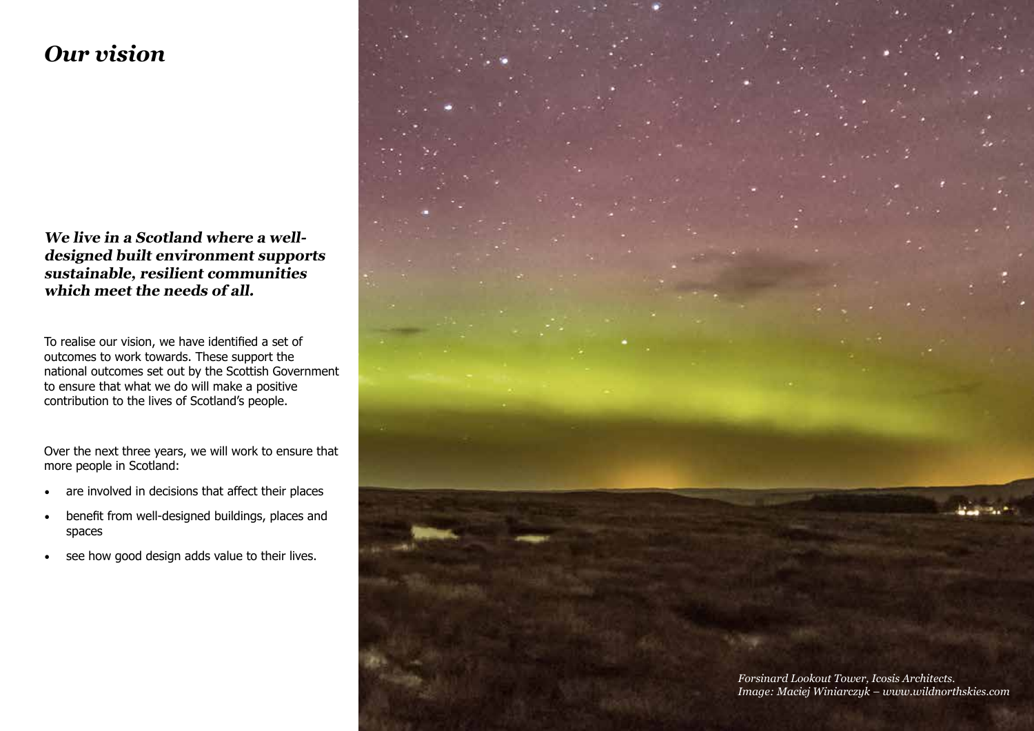# *Our vision*

***We live in a Scotland where a well-designed built environment supports sustainable, resilient communities which meet the needs of all.***

To realise our vision, we have identified a set of outcomes to work towards. These support the national outcomes set out by the Scottish Government to ensure that what we do will make a positive contribution to the lives of Scotland's people.

Over the next three years, we will work to ensure that more people in Scotland:

- are involved in decisions that affect their places
- benefit from well-designed buildings, places and spaces
- see how good design adds value to their lives.

*Forsinard Lookout Tower, Icosis Architects.*
*Image: Maciej Winiarczyk – www.wildnorthskies.com*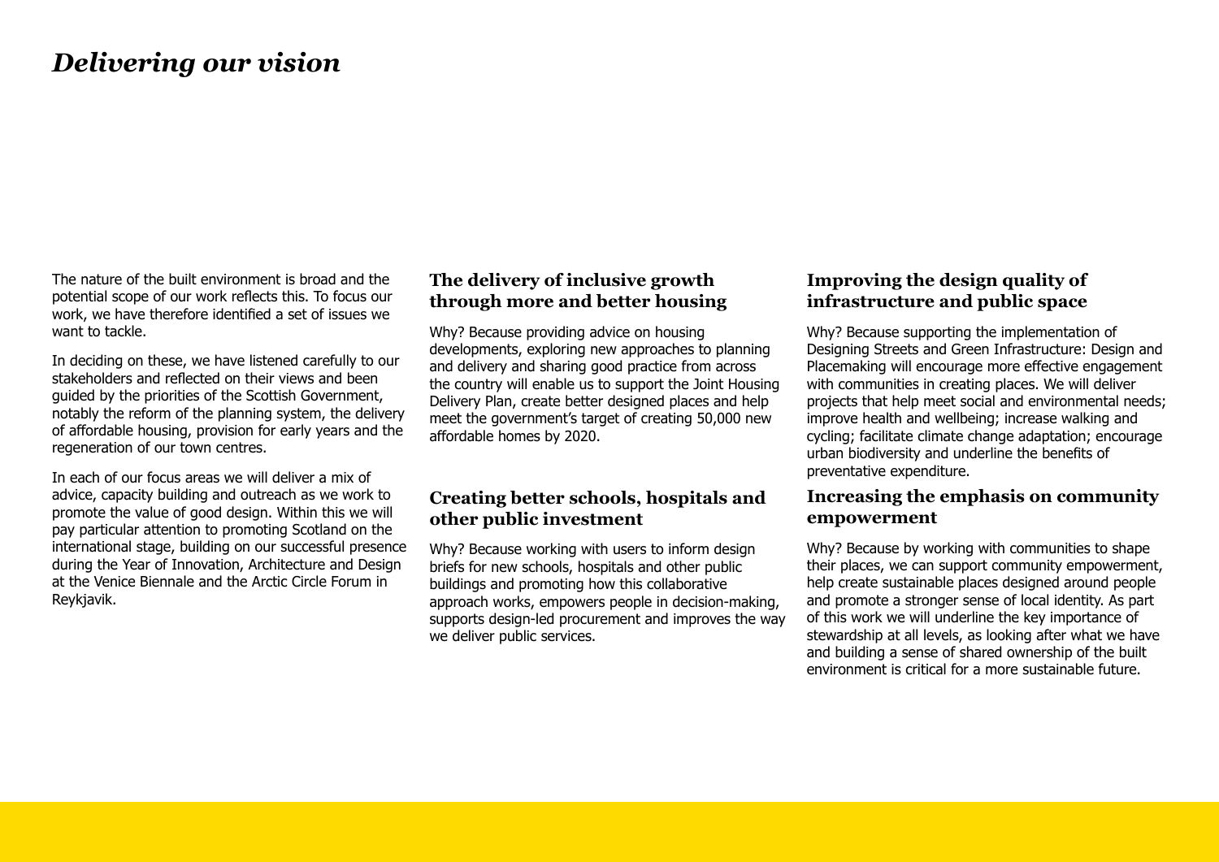# *Delivering our vision*

The nature of the built environment is broad and the potential scope of our work reflects this. To focus our work, we have therefore identified a set of issues we want to tackle.

In deciding on these, we have listened carefully to our stakeholders and reflected on their views and been guided by the priorities of the Scottish Government, notably the reform of the planning system, the delivery of affordable housing, provision for early years and the regeneration of our town centres.

In each of our focus areas we will deliver a mix of advice, capacity building and outreach as we work to promote the value of good design. Within this we will pay particular attention to promoting Scotland on the international stage, building on our successful presence during the Year of Innovation, Architecture and Design at the Venice Biennale and the Arctic Circle Forum in Reykjavik.

## The delivery of inclusive growth through more and better housing

Why? Because providing advice on housing developments, exploring new approaches to planning and delivery and sharing good practice from across the country will enable us to support the Joint Housing Delivery Plan, create better designed places and help meet the government's target of creating 50,000 new affordable homes by 2020.

## Creating better schools, hospitals and other public investment

Why? Because working with users to inform design briefs for new schools, hospitals and other public buildings and promoting how this collaborative approach works, empowers people in decision-making, supports design-led procurement and improves the way we deliver public services.

## Improving the design quality of infrastructure and public space

Why? Because supporting the implementation of Designing Streets and Green Infrastructure: Design and Placemaking will encourage more effective engagement with communities in creating places. We will deliver projects that help meet social and environmental needs; improve health and wellbeing; increase walking and cycling; facilitate climate change adaptation; encourage urban biodiversity and underline the benefits of preventative expenditure.

## Increasing the emphasis on community empowerment

Why? Because by working with communities to shape their places, we can support community empowerment, help create sustainable places designed around people and promote a stronger sense of local identity. As part of this work we will underline the key importance of stewardship at all levels, as looking after what we have and building a sense of shared ownership of the built environment is critical for a more sustainable future.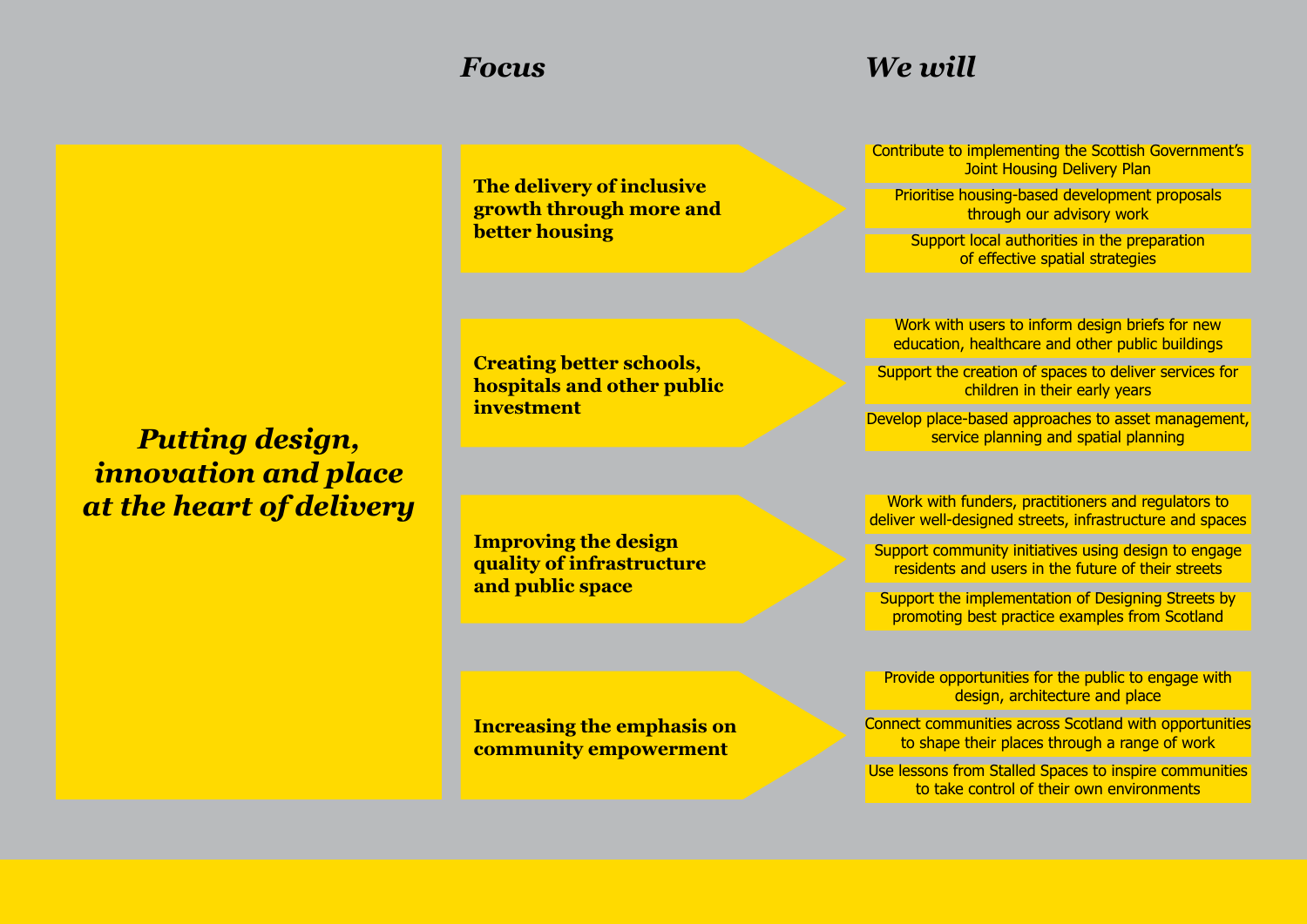# *Putting design, innovation and place at the heart of delivery*

| *Focus* | *We will* |
| --- | --- |
| **The delivery of inclusive growth through more and better housing** | Contribute to implementing the Scottish Government's Joint Housing Delivery Plan |
| | Prioritise housing-based development proposals through our advisory work |
| | Support local authorities in the preparation of effective spatial strategies |
| **Creating better schools, hospitals and other public investment** | Work with users to inform design briefs for new education, healthcare and other public buildings |
| | Support the creation of spaces to deliver services for children in their early years |
| | Develop place-based approaches to asset management, service planning and spatial planning |
| **Improving the design quality of infrastructure and public space** | Work with funders, practitioners and regulators to deliver well-designed streets, infrastructure and spaces |
| | Support community initiatives using design to engage residents and users in the future of their streets |
| | Support the implementation of Designing Streets by promoting best practice examples from Scotland |
| **Increasing the emphasis on community empowerment** | Provide opportunities for the public to engage with design, architecture and place |
| | Connect communities across Scotland with opportunities to shape their places through a range of work |
| | Use lessons from Stalled Spaces to inspire communities to take control of their own environments |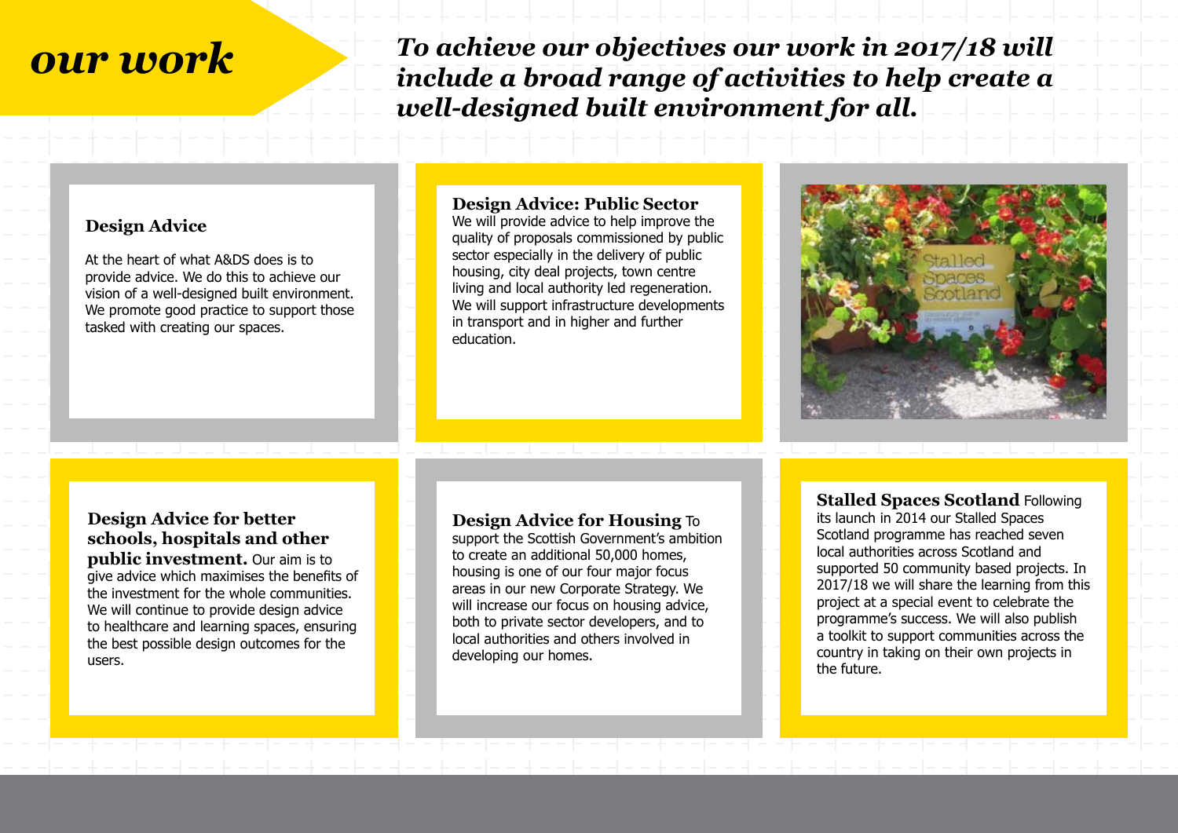# *our work*

***To achieve our objectives our work in 2017/18 will include a broad range of activities to help create a well-designed built environment for all.***

### Design Advice

At the heart of what A&DS does is to provide advice. We do this to achieve our vision of a well-designed built environment. We promote good practice to support those tasked with creating our spaces.

### Design Advice: Public Sector

We will provide advice to help improve the quality of proposals commissioned by public sector especially in the delivery of public housing, city deal projects, town centre living and local authority led regeneration. We will support infrastructure developments in transport and in higher and further education.

**Design Advice for better schools, hospitals and other public investment.** Our aim is to give advice which maximises the benefits of the investment for the whole communities. We will continue to provide design advice to healthcare and learning spaces, ensuring the best possible design outcomes for the users.

**Design Advice for Housing** To support the Scottish Government's ambition to create an additional 50,000 homes, housing is one of our four major focus areas in our new Corporate Strategy. We will increase our focus on housing advice, both to private sector developers, and to local authorities and others involved in developing our homes.

**Stalled Spaces Scotland** Following its launch in 2014 our Stalled Spaces Scotland programme has reached seven local authorities across Scotland and supported 50 community based projects. In 2017/18 we will share the learning from this project at a special event to celebrate the programme's success. We will also publish a toolkit to support communities across the country in taking on their own projects in the future.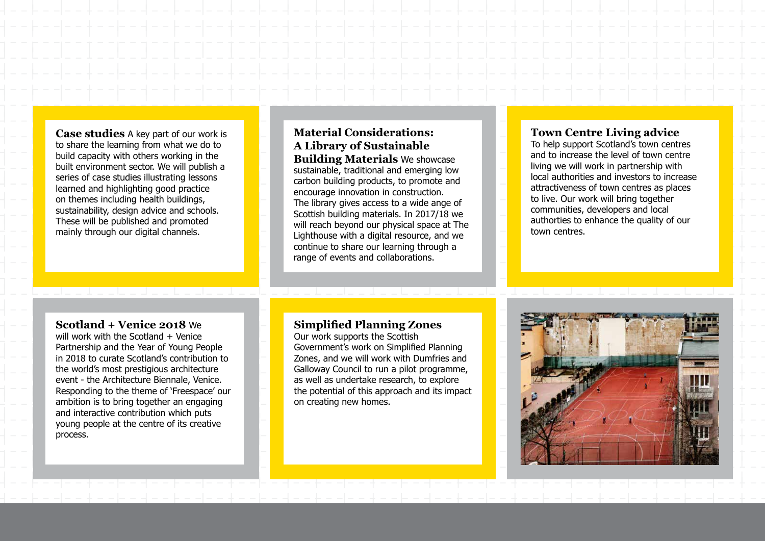**Case studies** A key part of our work is to share the learning from what we do to build capacity with others working in the built environment sector. We will publish a series of case studies illustrating lessons learned and highlighting good practice on themes including health buildings, sustainability, design advice and schools. These will be published and promoted mainly through our digital channels.

**Material Considerations: A Library of Sustainable Building Materials** We showcase sustainable, traditional and emerging low carbon building products, to promote and encourage innovation in construction. The library gives access to a wide ange of Scottish building materials. In 2017/18 we will reach beyond our physical space at The Lighthouse with a digital resource, and we continue to share our learning through a range of events and collaborations.

**Town Centre Living advice**
To help support Scotland's town centres and to increase the level of town centre living we will work in partnership with local authorities and investors to increase attractiveness of town centres as places to live. Our work will bring together communities, developers and local authorties to enhance the quality of our town centres.

**Scotland + Venice 2018** We will work with the Scotland + Venice Partnership and the Year of Young People in 2018 to curate Scotland's contribution to the world's most prestigious architecture event - the Architecture Biennale, Venice. Responding to the theme of 'Freespace' our ambition is to bring together an engaging and interactive contribution which puts young people at the centre of its creative process.

**Simplified Planning Zones**
Our work supports the Scottish Government's work on Simplified Planning Zones, and we will work with Dumfries and Galloway Council to run a pilot programme, as well as undertake research, to explore the potential of this approach and its impact on creating new homes.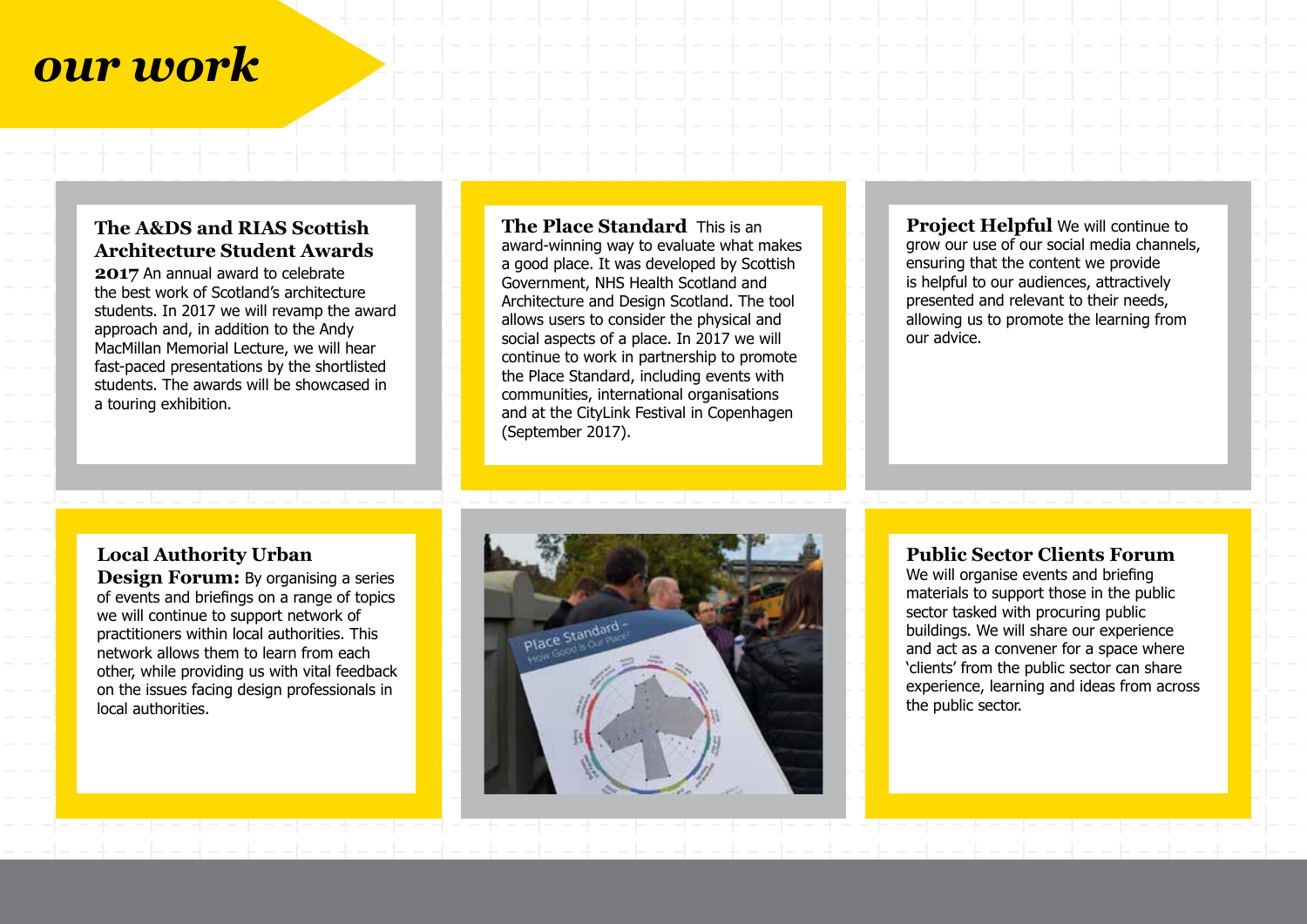# our work

**The A&DS and RIAS Scottish Architecture Student Awards 2017** An annual award to celebrate the best work of Scotland's architecture students. In 2017 we will revamp the award approach and, in addition to the Andy MacMillan Memorial Lecture, we will hear fast-paced presentations by the shortlisted students. The awards will be showcased in a touring exhibition.

**The Place Standard** This is an award-winning way to evaluate what makes a good place. It was developed by Scottish Government, NHS Health Scotland and Architecture and Design Scotland. The tool allows users to consider the physical and social aspects of a place. In 2017 we will continue to work in partnership to promote the Place Standard, including events with communities, international organisations and at the CityLink Festival in Copenhagen (September 2017).

**Project Helpful** We will continue to grow our use of our social media channels, ensuring that the content we provide is helpful to our audiences, attractively presented and relevant to their needs, allowing us to promote the learning from our advice.

**Local Authority Urban Design Forum:** By organising a series of events and briefings on a range of topics we will continue to support network of practitioners within local authorities. This network allows them to learn from each other, while providing us with vital feedback on the issues facing design professionals in local authorities.

**Public Sector Clients Forum** We will organise events and briefing materials to support those in the public sector tasked with procuring public buildings. We will share our experience and act as a convener for a space where 'clients' from the public sector can share experience, learning and ideas from across the public sector.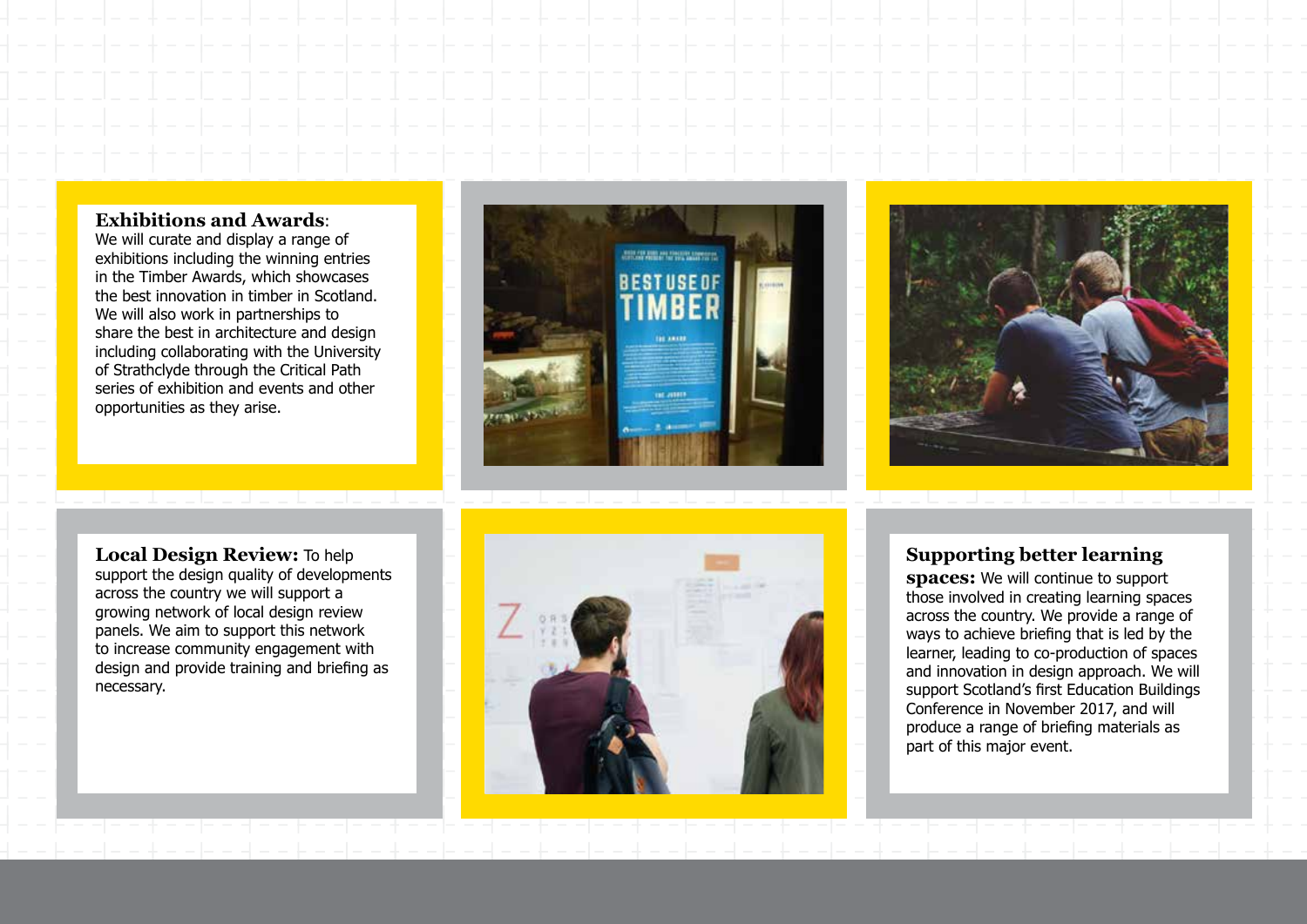**Exhibitions and Awards**: We will curate and display a range of exhibitions including the winning entries in the Timber Awards, which showcases the best innovation in timber in Scotland. We will also work in partnerships to share the best in architecture and design including collaborating with the University of Strathclyde through the Critical Path series of exhibition and events and other opportunities as they arise.

**Local Design Review:** To help support the design quality of developments across the country we will support a growing network of local design review panels. We aim to support this network to increase community engagement with design and provide training and briefing as necessary.

**Supporting better learning spaces:** We will continue to support those involved in creating learning spaces across the country. We provide a range of ways to achieve briefing that is led by the learner, leading to co-production of spaces and innovation in design approach. We will support Scotland's first Education Buildings Conference in November 2017, and will produce a range of briefing materials as part of this major event.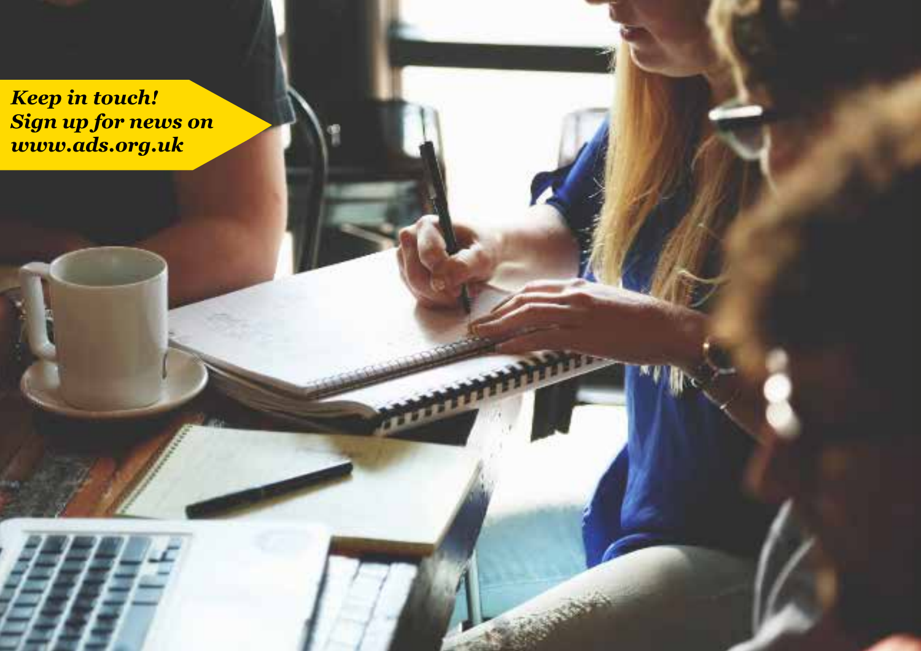***Keep in touch!***
***Sign up for news on***
***www.ads.org.uk***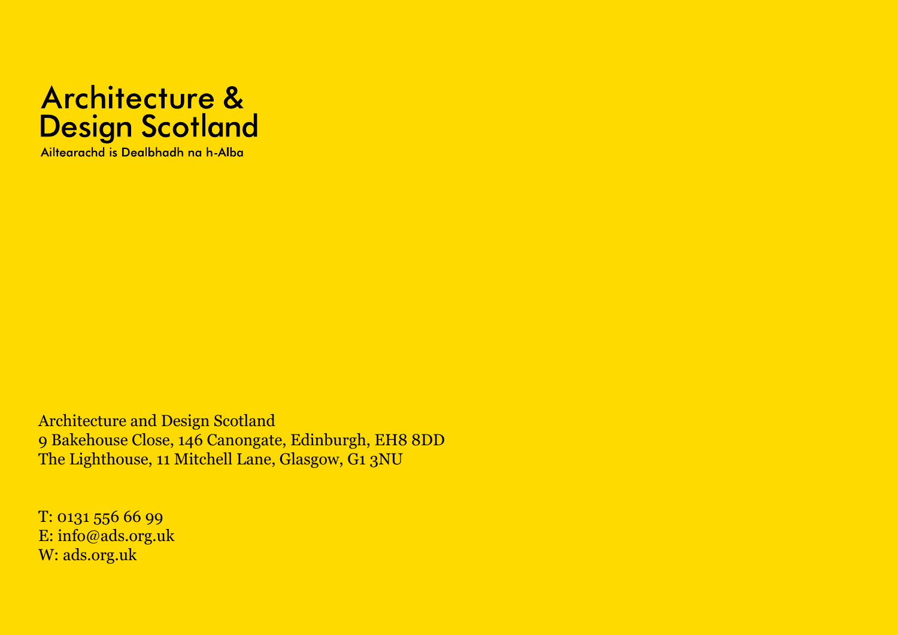Architecture &
Design Scotland
Ailtearachd is Dealbhadh na h-Alba

Architecture and Design Scotland
9 Bakehouse Close, 146 Canongate, Edinburgh, EH8 8DD
The Lighthouse, 11 Mitchell Lane, Glasgow, G1 3NU

T: 0131 556 66 99
E: info@ads.org.uk
W: ads.org.uk